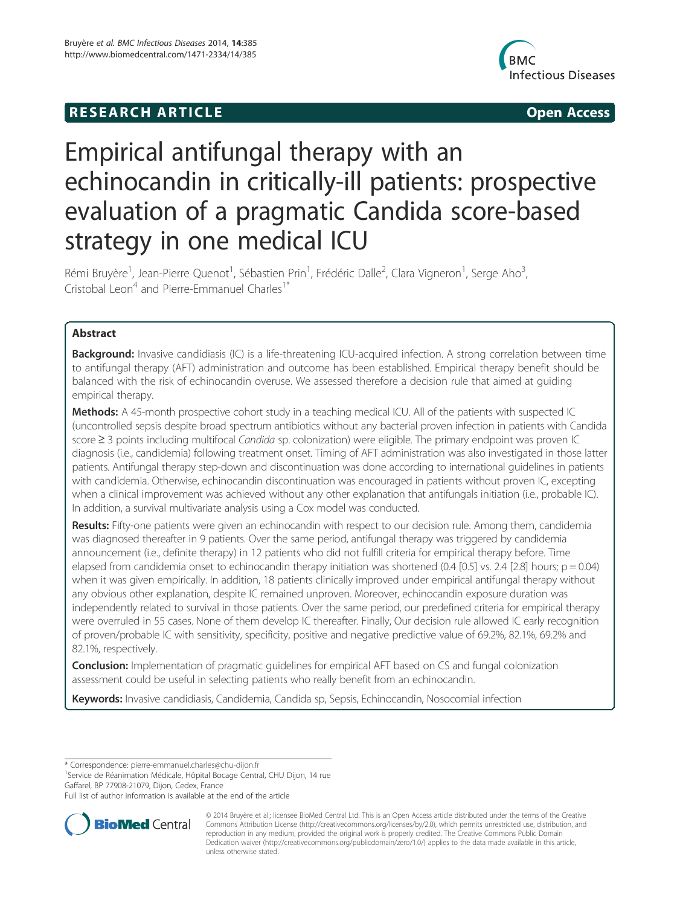RESEARCH ARTICLE **Open Access**

# Empirical antifungal therapy with an echinocandin in critically-ill patients: prospective evaluation of a pragmatic Candida score-based strategy in one medical ICU

Rémi Bruyère[1], Jean-Pierre Quenot[1], Sébastien Prin[1], Frédéric Dalle[2], Clara Vigneron[1], Serge Aho[3], Cristobal Leon[4] and Pierre-Emmanuel Charles[1*]

## Abstract

**Background:** Invasive candidiasis (IC) is a life-threatening ICU-acquired infection. A strong correlation between time to antifungal therapy (AFT) administration and outcome has been established. Empirical therapy benefit should be balanced with the risk of echinocandin overuse. We assessed therefore a decision rule that aimed at guiding empirical therapy.

**Methods:** A 45-month prospective cohort study in a teaching medical ICU. All of the patients with suspected IC (uncontrolled sepsis despite broad spectrum antibiotics without any bacterial proven infection in patients with Candida score ≥ 3 points including multifocal *Candida* sp. colonization) were eligible. The primary endpoint was proven IC diagnosis (i.e., candidemia) following treatment onset. Timing of AFT administration was also investigated in those latter patients. Antifungal therapy step-down and discontinuation was done according to international guidelines in patients with candidemia. Otherwise, echinocandin discontinuation was encouraged in patients without proven IC, excepting when a clinical improvement was achieved without any other explanation that antifungals initiation (i.e., probable IC). In addition, a survival multivariate analysis using a Cox model was conducted.

**Results:** Fifty-one patients were given an echinocandin with respect to our decision rule. Among them, candidemia was diagnosed thereafter in 9 patients. Over the same period, antifungal therapy was triggered by candidemia announcement (i.e., definite therapy) in 12 patients who did not fulfill criteria for empirical therapy before. Time elapsed from candidemia onset to echinocandin therapy initiation was shortened (0.4 [0.5] vs. 2.4 [2.8] hours; p = 0.04) when it was given empirically. In addition, 18 patients clinically improved under empirical antifungal therapy without any obvious other explanation, despite IC remained unproven. Moreover, echinocandin exposure duration was independently related to survival in those patients. Over the same period, our predefined criteria for empirical therapy were overruled in 55 cases. None of them develop IC thereafter. Finally, Our decision rule allowed IC early recognition of proven/probable IC with sensitivity, specificity, positive and negative predictive value of 69.2%, 82.1%, 69.2% and 82.1%, respectively.

**Conclusion:** Implementation of pragmatic guidelines for empirical AFT based on CS and fungal colonization assessment could be useful in selecting patients who really benefit from an echinocandin.

**Keywords:** Invasive candidiasis, Candidemia, Candida sp, Sepsis, Echinocandin, Nosocomial infection

---

\* Correspondence: pierre-emmanuel.charles@chu-dijon.fr
[1]Service de Réanimation Médicale, Hôpital Bocage Central, CHU Dijon, 14 rue Gaffarel, BP 77908-21079, Dijon, Cedex, France
Full list of author information is available at the end of the article

© 2014 Bruyère et al.; licensee BioMed Central Ltd. This is an Open Access article distributed under the terms of the Creative Commons Attribution License (http://creativecommons.org/licenses/by/2.0), which permits unrestricted use, distribution, and reproduction in any medium, provided the original work is properly credited. The Creative Commons Public Domain Dedication waiver (http://creativecommons.org/publicdomain/zero/1.0/) applies to the data made available in this article, unless otherwise stated.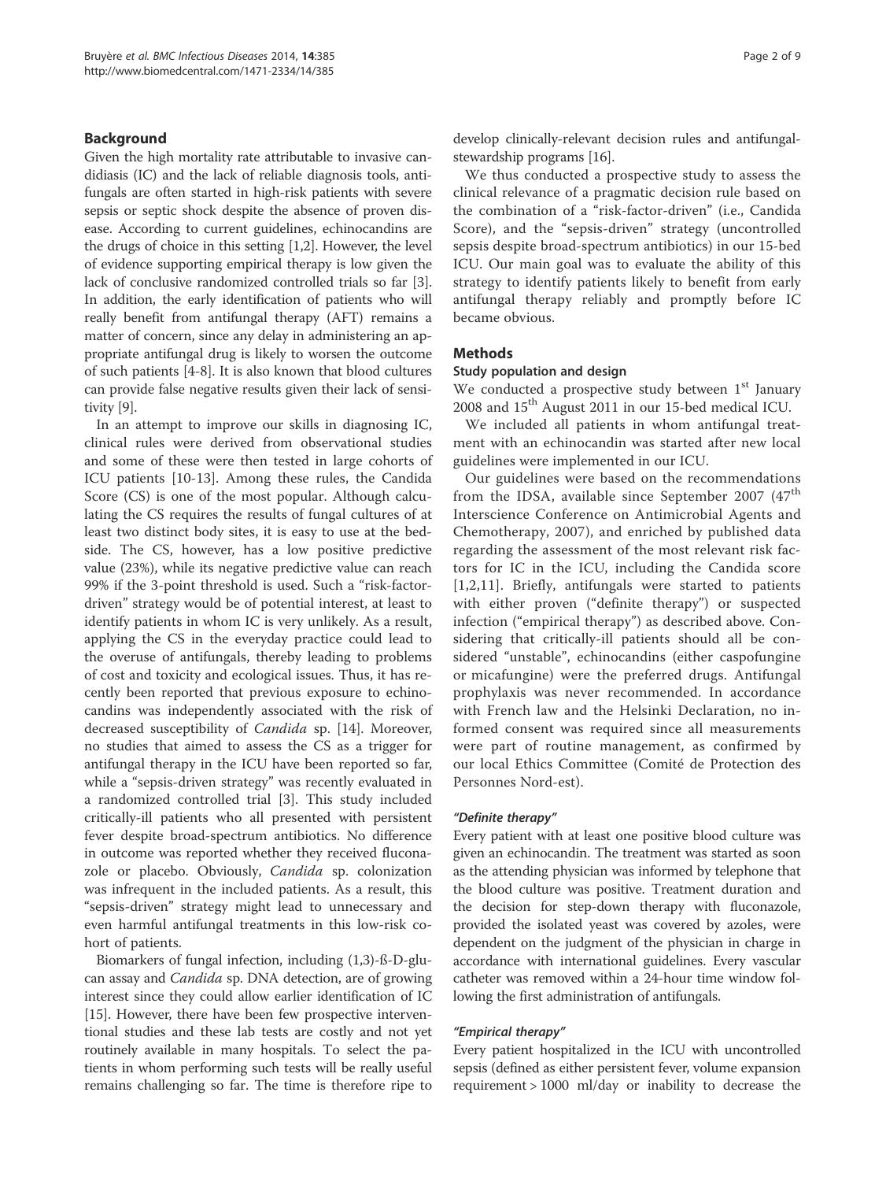## Background

Given the high mortality rate attributable to invasive candidiasis (IC) and the lack of reliable diagnosis tools, antifungals are often started in high-risk patients with severe sepsis or septic shock despite the absence of proven disease. According to current guidelines, echinocandins are the drugs of choice in this setting [1,2]. However, the level of evidence supporting empirical therapy is low given the lack of conclusive randomized controlled trials so far [3]. In addition, the early identification of patients who will really benefit from antifungal therapy (AFT) remains a matter of concern, since any delay in administering an appropriate antifungal drug is likely to worsen the outcome of such patients [4-8]. It is also known that blood cultures can provide false negative results given their lack of sensitivity [9].

In an attempt to improve our skills in diagnosing IC, clinical rules were derived from observational studies and some of these were then tested in large cohorts of ICU patients [10-13]. Among these rules, the Candida Score (CS) is one of the most popular. Although calculating the CS requires the results of fungal cultures of at least two distinct body sites, it is easy to use at the bedside. The CS, however, has a low positive predictive value (23%), while its negative predictive value can reach 99% if the 3-point threshold is used. Such a "risk-factor-driven" strategy would be of potential interest, at least to identify patients in whom IC is very unlikely. As a result, applying the CS in the everyday practice could lead to the overuse of antifungals, thereby leading to problems of cost and toxicity and ecological issues. Thus, it has recently been reported that previous exposure to echinocandins was independently associated with the risk of decreased susceptibility of *Candida* sp. [14]. Moreover, no studies that aimed to assess the CS as a trigger for antifungal therapy in the ICU have been reported so far, while a "sepsis-driven strategy" was recently evaluated in a randomized controlled trial [3]. This study included critically-ill patients who all presented with persistent fever despite broad-spectrum antibiotics. No difference in outcome was reported whether they received fluconazole or placebo. Obviously, *Candida* sp. colonization was infrequent in the included patients. As a result, this "sepsis-driven" strategy might lead to unnecessary and even harmful antifungal treatments in this low-risk cohort of patients.

Biomarkers of fungal infection, including (1,3)-ß-D-glucan assay and *Candida* sp. DNA detection, are of growing interest since they could allow earlier identification of IC [15]. However, there have been few prospective interventional studies and these lab tests are costly and not yet routinely available in many hospitals. To select the patients in whom performing such tests will be really useful remains challenging so far. The time is therefore ripe to develop clinically-relevant decision rules and antifungal-stewardship programs [16].

We thus conducted a prospective study to assess the clinical relevance of a pragmatic decision rule based on the combination of a "risk-factor-driven" (i.e., Candida Score), and the "sepsis-driven" strategy (uncontrolled sepsis despite broad-spectrum antibiotics) in our 15-bed ICU. Our main goal was to evaluate the ability of this strategy to identify patients likely to benefit from early antifungal therapy reliably and promptly before IC became obvious.

## Methods

### Study population and design

We conducted a prospective study between 1st January 2008 and 15th August 2011 in our 15-bed medical ICU.

We included all patients in whom antifungal treatment with an echinocandin was started after new local guidelines were implemented in our ICU.

Our guidelines were based on the recommendations from the IDSA, available since September 2007 (47th Interscience Conference on Antimicrobial Agents and Chemotherapy, 2007), and enriched by published data regarding the assessment of the most relevant risk factors for IC in the ICU, including the Candida score [1,2,11]. Briefly, antifungals were started to patients with either proven ("definite therapy") or suspected infection ("empirical therapy") as described above. Considering that critically-ill patients should all be considered "unstable", echinocandins (either caspofungine or micafungine) were the preferred drugs. Antifungal prophylaxis was never recommended. In accordance with French law and the Helsinki Declaration, no informed consent was required since all measurements were part of routine management, as confirmed by our local Ethics Committee (Comité de Protection des Personnes Nord-est).

#### *"Definite therapy"*

Every patient with at least one positive blood culture was given an echinocandin. The treatment was started as soon as the attending physician was informed by telephone that the blood culture was positive. Treatment duration and the decision for step-down therapy with fluconazole, provided the isolated yeast was covered by azoles, were dependent on the judgment of the physician in charge in accordance with international guidelines. Every vascular catheter was removed within a 24-hour time window following the first administration of antifungals.

#### *"Empirical therapy"*

Every patient hospitalized in the ICU with uncontrolled sepsis (defined as either persistent fever, volume expansion requirement > 1000 ml/day or inability to decrease the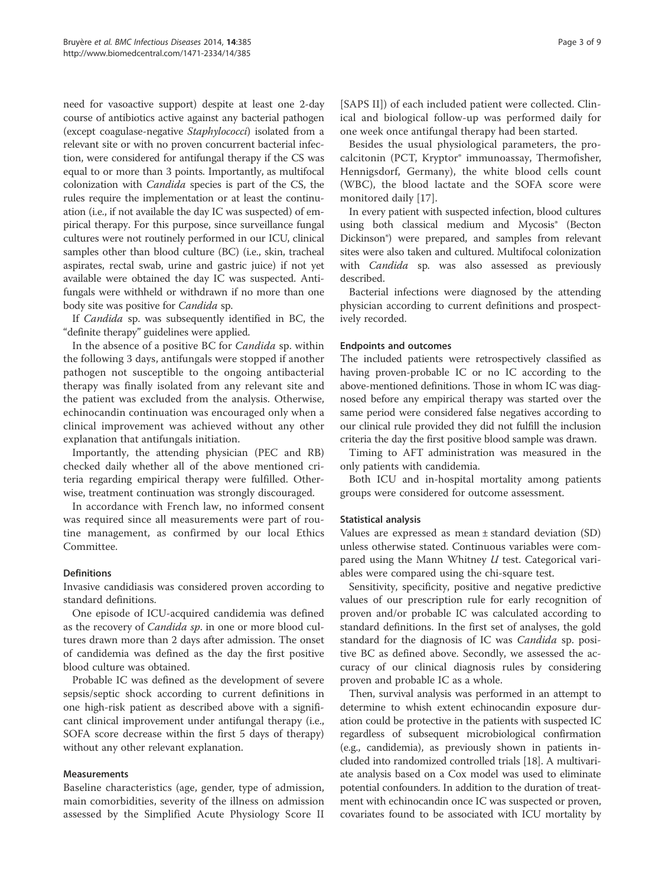need for vasoactive support) despite at least one 2-day course of antibiotics active against any bacterial pathogen (except coagulase-negative *Staphylococci*) isolated from a relevant site or with no proven concurrent bacterial infection, were considered for antifungal therapy if the CS was equal to or more than 3 points. Importantly, as multifocal colonization with *Candida* species is part of the CS, the rules require the implementation or at least the continuation (i.e., if not available the day IC was suspected) of empirical therapy. For this purpose, since surveillance fungal cultures were not routinely performed in our ICU, clinical samples other than blood culture (BC) (i.e., skin, tracheal aspirates, rectal swab, urine and gastric juice) if not yet available were obtained the day IC was suspected. Antifungals were withheld or withdrawn if no more than one body site was positive for *Candida* sp.

If *Candida* sp. was subsequently identified in BC, the "definite therapy" guidelines were applied.

In the absence of a positive BC for *Candida* sp. within the following 3 days, antifungals were stopped if another pathogen not susceptible to the ongoing antibacterial therapy was finally isolated from any relevant site and the patient was excluded from the analysis. Otherwise, echinocandin continuation was encouraged only when a clinical improvement was achieved without any other explanation that antifungals initiation.

Importantly, the attending physician (PEC and RB) checked daily whether all of the above mentioned criteria regarding empirical therapy were fulfilled. Otherwise, treatment continuation was strongly discouraged.

In accordance with French law, no informed consent was required since all measurements were part of routine management, as confirmed by our local Ethics Committee.

### Definitions

Invasive candidiasis was considered proven according to standard definitions.

One episode of ICU-acquired candidemia was defined as the recovery of *Candida sp*. in one or more blood cultures drawn more than 2 days after admission. The onset of candidemia was defined as the day the first positive blood culture was obtained.

Probable IC was defined as the development of severe sepsis/septic shock according to current definitions in one high-risk patient as described above with a significant clinical improvement under antifungal therapy (i.e., SOFA score decrease within the first 5 days of therapy) without any other relevant explanation.

### Measurements

Baseline characteristics (age, gender, type of admission, main comorbidities, severity of the illness on admission assessed by the Simplified Acute Physiology Score II [SAPS II]) of each included patient were collected. Clinical and biological follow-up was performed daily for one week once antifungal therapy had been started.

Besides the usual physiological parameters, the procalcitonin (PCT, Kryptor® immunoassay, Thermofisher, Hennigsdorf, Germany), the white blood cells count (WBC), the blood lactate and the SOFA score were monitored daily [17].

In every patient with suspected infection, blood cultures using both classical medium and Mycosis® (Becton Dickinson®) were prepared, and samples from relevant sites were also taken and cultured. Multifocal colonization with *Candida* sp. was also assessed as previously described.

Bacterial infections were diagnosed by the attending physician according to current definitions and prospectively recorded.

### Endpoints and outcomes

The included patients were retrospectively classified as having proven-probable IC or no IC according to the above-mentioned definitions. Those in whom IC was diagnosed before any empirical therapy was started over the same period were considered false negatives according to our clinical rule provided they did not fulfill the inclusion criteria the day the first positive blood sample was drawn.

Timing to AFT administration was measured in the only patients with candidemia.

Both ICU and in-hospital mortality among patients groups were considered for outcome assessment.

### Statistical analysis

Values are expressed as mean ± standard deviation (SD) unless otherwise stated. Continuous variables were compared using the Mann Whitney *U* test. Categorical variables were compared using the chi-square test.

Sensitivity, specificity, positive and negative predictive values of our prescription rule for early recognition of proven and/or probable IC was calculated according to standard definitions. In the first set of analyses, the gold standard for the diagnosis of IC was *Candida* sp. positive BC as defined above. Secondly, we assessed the accuracy of our clinical diagnosis rules by considering proven and probable IC as a whole.

Then, survival analysis was performed in an attempt to determine to whish extent echinocandin exposure duration could be protective in the patients with suspected IC regardless of subsequent microbiological confirmation (e.g., candidemia), as previously shown in patients included into randomized controlled trials [18]. A multivariate analysis based on a Cox model was used to eliminate potential confounders. In addition to the duration of treatment with echinocandin once IC was suspected or proven, covariates found to be associated with ICU mortality by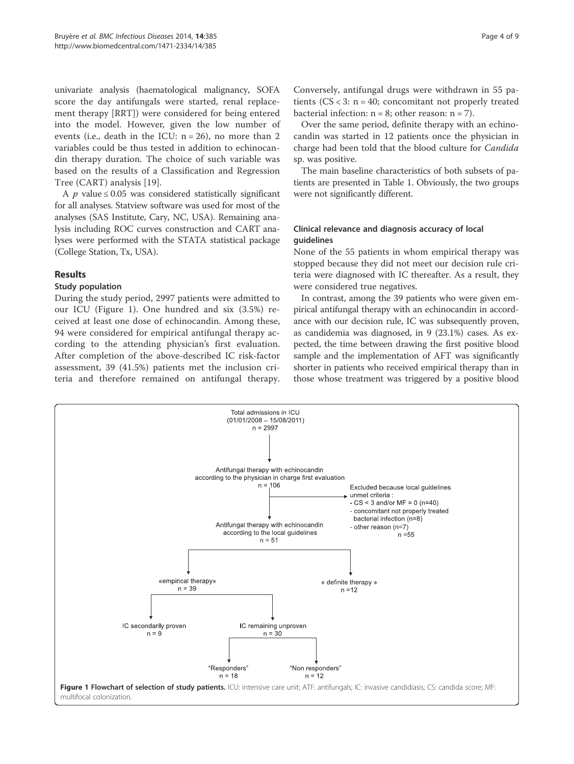univariate analysis (haematological malignancy, SOFA score the day antifungals were started, renal replacement therapy [RRT]) were considered for being entered into the model. However, given the low number of events (i.e., death in the ICU: n = 26), no more than 2 variables could be thus tested in addition to echinocandin therapy duration. The choice of such variable was based on the results of a Classification and Regression Tree (CART) analysis [19].

A $p$ value ≤ 0.05 was considered statistically significant for all analyses. Statview software was used for most of the analyses (SAS Institute, Cary, NC, USA). Remaining analysis including ROC curves construction and CART analyses were performed with the STATA statistical package (College Station, Tx, USA).

## Results

### Study population

During the study period, 2997 patients were admitted to our ICU (Figure 1). One hundred and six (3.5%) received at least one dose of echinocandin. Among these, 94 were considered for empirical antifungal therapy according to the attending physician's first evaluation. After completion of the above-described IC risk-factor assessment, 39 (41.5%) patients met the inclusion criteria and therefore remained on antifungal therapy. Conversely, antifungal drugs were withdrawn in 55 patients (CS < 3: n = 40; concomitant not properly treated bacterial infection: n = 8; other reason: n = 7).

Over the same period, definite therapy with an echinocandin was started in 12 patients once the physician in charge had been told that the blood culture for *Candida* sp. was positive.

The main baseline characteristics of both subsets of patients are presented in Table 1. Obviously, the two groups were not significantly different.

### Clinical relevance and diagnosis accuracy of local guidelines

None of the 55 patients in whom empirical therapy was stopped because they did not meet our decision rule criteria were diagnosed with IC thereafter. As a result, they were considered true negatives.

In contrast, among the 39 patients who were given empirical antifungal therapy with an echinocandin in accordance with our decision rule, IC was subsequently proven, as candidemia was diagnosed, in 9 (23.1%) cases. As expected, the time between drawing the first positive blood sample and the implementation of AFT was significantly shorter in patients who received empirical therapy than in those whose treatment was triggered by a positive blood

Total admissions in ICU (01/01/2008 – 15/08/2011) n = 2997 → Antifungal therapy with echinocandin according to the physician in charge first evaluation n = 106 → Excluded because local guidelines unmet criteria: CS < 3 and/or MF = 0 (n=40); concomitant not properly treated bacterial infection (n=8); other reason (n=7); n = 55 → Antifungal therapy with echinocandin according to the local guidelines n = 51 → «empirical therapy» n = 39; « definite therapy » n = 12 → IC secondarily proven n = 9; IC remaining unproven n = 30 → "Responders" n = 18; "Non responders" n = 12

**Figure 1 Flowchart of selection of study patients.** ICU: intensive care unit; ATF: antifungals; IC: invasive candidiasis; CS: candida score; MF: multifocal colonization.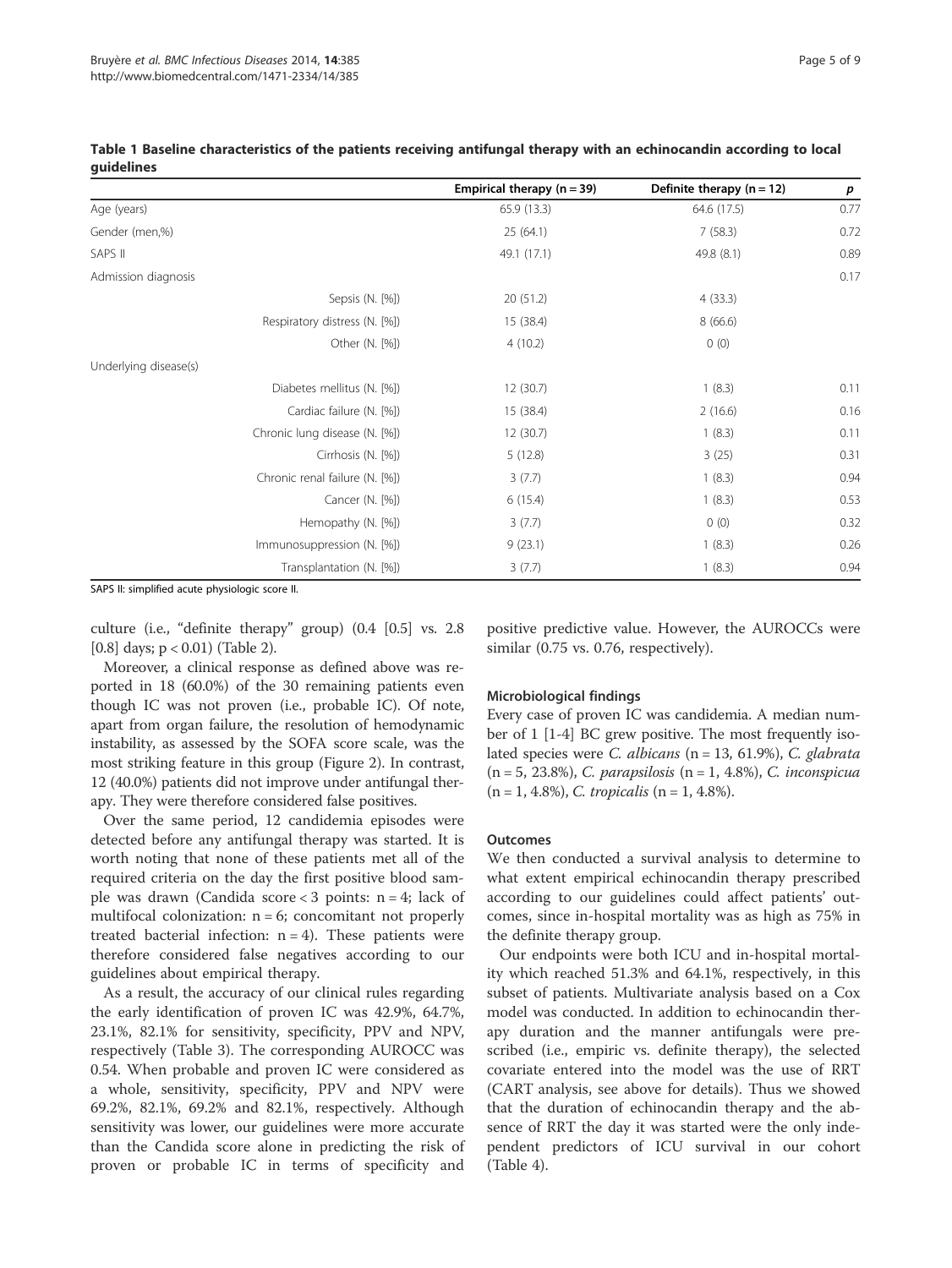**Table 1 Baseline characteristics of the patients receiving antifungal therapy with an echinocandin according to local guidelines**

| | Empirical therapy (n = 39) | Definite therapy (n = 12) | p |
|---|---|---|---|
| Age (years) | 65.9 (13.3) | 64.6 (17.5) | 0.77 |
| Gender (men,%) | 25 (64.1) | 7 (58.3) | 0.72 |
| SAPS II | 49.1 (17.1) | 49.8 (8.1) | 0.89 |
| Admission diagnosis | | | 0.17 |
| Sepsis (N. [%]) | 20 (51.2) | 4 (33.3) | |
| Respiratory distress (N. [%]) | 15 (38.4) | 8 (66.6) | |
| Other (N. [%]) | 4 (10.2) | 0 (0) | |
| Underlying disease(s) | | | |
| Diabetes mellitus (N. [%]) | 12 (30.7) | 1 (8.3) | 0.11 |
| Cardiac failure (N. [%]) | 15 (38.4) | 2 (16.6) | 0.16 |
| Chronic lung disease (N. [%]) | 12 (30.7) | 1 (8.3) | 0.11 |
| Cirrhosis (N. [%]) | 5 (12.8) | 3 (25) | 0.31 |
| Chronic renal failure (N. [%]) | 3 (7.7) | 1 (8.3) | 0.94 |
| Cancer (N. [%]) | 6 (15.4) | 1 (8.3) | 0.53 |
| Hemopathy (N. [%]) | 3 (7.7) | 0 (0) | 0.32 |
| Immunosuppression (N. [%]) | 9 (23.1) | 1 (8.3) | 0.26 |
| Transplantation (N. [%]) | 3 (7.7) | 1 (8.3) | 0.94 |

SAPS II: simplified acute physiologic score II.

culture (i.e., "definite therapy" group) (0.4 [0.5] vs. 2.8 [0.8] days; $p < 0.01$) (Table 2).

Moreover, a clinical response as defined above was reported in 18 (60.0%) of the 30 remaining patients even though IC was not proven (i.e., probable IC). Of note, apart from organ failure, the resolution of hemodynamic instability, as assessed by the SOFA score scale, was the most striking feature in this group (Figure 2). In contrast, 12 (40.0%) patients did not improve under antifungal therapy. They were therefore considered false positives.

Over the same period, 12 candidemia episodes were detected before any antifungal therapy was started. It is worth noting that none of these patients met all of the required criteria on the day the first positive blood sample was drawn (Candida score < 3 points: n = 4; lack of multifocal colonization: n = 6; concomitant not properly treated bacterial infection: n = 4). These patients were therefore considered false negatives according to our guidelines about empirical therapy.

As a result, the accuracy of our clinical rules regarding the early identification of proven IC was 42.9%, 64.7%, 23.1%, 82.1% for sensitivity, specificity, PPV and NPV, respectively (Table 3). The corresponding AUROCC was 0.54. When probable and proven IC were considered as a whole, sensitivity, specificity, PPV and NPV were 69.2%, 82.1%, 69.2% and 82.1%, respectively. Although sensitivity was lower, our guidelines were more accurate than the Candida score alone in predicting the risk of proven or probable IC in terms of specificity and positive predictive value. However, the AUROCCs were similar (0.75 vs. 0.76, respectively).

### Microbiological findings

Every case of proven IC was candidemia. A median number of 1 [1-4] BC grew positive. The most frequently isolated species were *C. albicans* (n = 13, 61.9%), *C. glabrata* (n = 5, 23.8%), *C. parapsilosis* (n = 1, 4.8%), *C. inconspicua* (n = 1, 4.8%), *C. tropicalis* (n = 1, 4.8%).

### Outcomes

We then conducted a survival analysis to determine to what extent empirical echinocandin therapy prescribed according to our guidelines could affect patients' outcomes, since in-hospital mortality was as high as 75% in the definite therapy group.

Our endpoints were both ICU and in-hospital mortality which reached 51.3% and 64.1%, respectively, in this subset of patients. Multivariate analysis based on a Cox model was conducted. In addition to echinocandin therapy duration and the manner antifungals were prescribed (i.e., empiric vs. definite therapy), the selected covariate entered into the model was the use of RRT (CART analysis, see above for details). Thus we showed that the duration of echinocandin therapy and the absence of RRT the day it was started were the only independent predictors of ICU survival in our cohort (Table 4).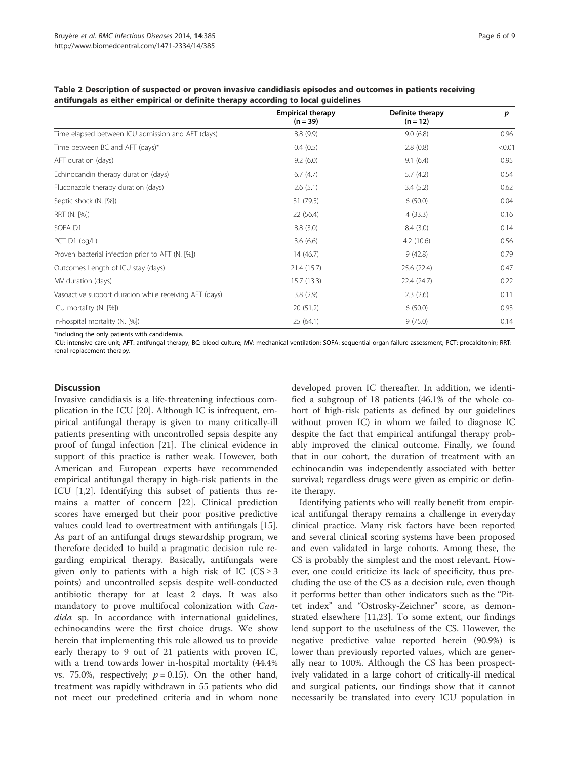**Table 2 Description of suspected or proven invasive candidiasis episodes and outcomes in patients receiving antifungals as either empirical or definite therapy according to local guidelines**

| | Empirical therapy (n = 39) | Definite therapy (n = 12) | *p* |
|---|---|---|---|
| Time elapsed between ICU admission and AFT (days) | 8.8 (9.9) | 9.0 (6.8) | 0.96 |
| Time between BC and AFT (days)* | 0.4 (0.5) | 2.8 (0.8) | <0.01 |
| AFT duration (days) | 9.2 (6.0) | 9.1 (6.4) | 0.95 |
| Echinocandin therapy duration (days) | 6.7 (4.7) | 5.7 (4.2) | 0.54 |
| Fluconazole therapy duration (days) | 2.6 (5.1) | 3.4 (5.2) | 0.62 |
| Septic shock (N. [%]) | 31 (79.5) | 6 (50.0) | 0.04 |
| RRT (N. [%]) | 22 (56.4) | 4 (33.3) | 0.16 |
| SOFA D1 | 8.8 (3.0) | 8.4 (3.0) | 0.14 |
| PCT D1 (pg/L) | 3.6 (6.6) | 4.2 (10.6) | 0.56 |
| Proven bacterial infection prior to AFT (N. [%]) | 14 (46.7) | 9 (42.8) | 0.79 |
| Outcomes Length of ICU stay (days) | 21.4 (15.7) | 25.6 (22.4) | 0.47 |
| MV duration (days) | 15.7 (13.3) | 22.4 (24.7) | 0.22 |
| Vasoactive support duration while receiving AFT (days) | 3.8 (2.9) | 2.3 (2.6) | 0.11 |
| ICU mortality (N. [%]) | 20 (51.2) | 6 (50.0) | 0.93 |
| In-hospital mortality (N. [%]) | 25 (64.1) | 9 (75.0) | 0.14 |

*including the only patients with candidemia.
ICU: intensive care unit; AFT: antifungal therapy; BC: blood culture; MV: mechanical ventilation; SOFA: sequential organ failure assessment; PCT: procalcitonin; RRT: renal replacement therapy.

## Discussion

Invasive candidiasis is a life-threatening infectious complication in the ICU [20]. Although IC is infrequent, empirical antifungal therapy is given to many critically-ill patients presenting with uncontrolled sepsis despite any proof of fungal infection [21]. The clinical evidence in support of this practice is rather weak. However, both American and European experts have recommended empirical antifungal therapy in high-risk patients in the ICU [1,2]. Identifying this subset of patients thus remains a matter of concern [22]. Clinical prediction scores have emerged but their poor positive predictive values could lead to overtreatment with antifungals [15]. As part of an antifungal drugs stewardship program, we therefore decided to build a pragmatic decision rule regarding empirical therapy. Basically, antifungals were given only to patients with a high risk of IC (CS ≥ 3 points) and uncontrolled sepsis despite well-conducted antibiotic therapy for at least 2 days. It was also mandatory to prove multifocal colonization with *Candida* sp. In accordance with international guidelines, echinocandins were the first choice drugs. We show herein that implementing this rule allowed us to provide early therapy to 9 out of 21 patients with proven IC, with a trend towards lower in-hospital mortality (44.4% vs. 75.0%, respectively; $p = 0.15$). On the other hand, treatment was rapidly withdrawn in 55 patients who did not meet our predefined criteria and in whom none developed proven IC thereafter. In addition, we identified a subgroup of 18 patients (46.1% of the whole cohort of high-risk patients as defined by our guidelines without proven IC) in whom we failed to diagnose IC despite the fact that empirical antifungal therapy probably improved the clinical outcome. Finally, we found that in our cohort, the duration of treatment with an echinocandin was independently associated with better survival; regardless drugs were given as empiric or definite therapy.

Identifying patients who will really benefit from empirical antifungal therapy remains a challenge in everyday clinical practice. Many risk factors have been reported and several clinical scoring systems have been proposed and even validated in large cohorts. Among these, the CS is probably the simplest and the most relevant. However, one could criticize its lack of specificity, thus precluding the use of the CS as a decision rule, even though it performs better than other indicators such as the "Pittet index" and "Ostrosky-Zeichner" score, as demonstrated elsewhere [11,23]. To some extent, our findings lend support to the usefulness of the CS. However, the negative predictive value reported herein (90.9%) is lower than previously reported values, which are generally near to 100%. Although the CS has been prospectively validated in a large cohort of critically-ill medical and surgical patients, our findings show that it cannot necessarily be translated into every ICU population in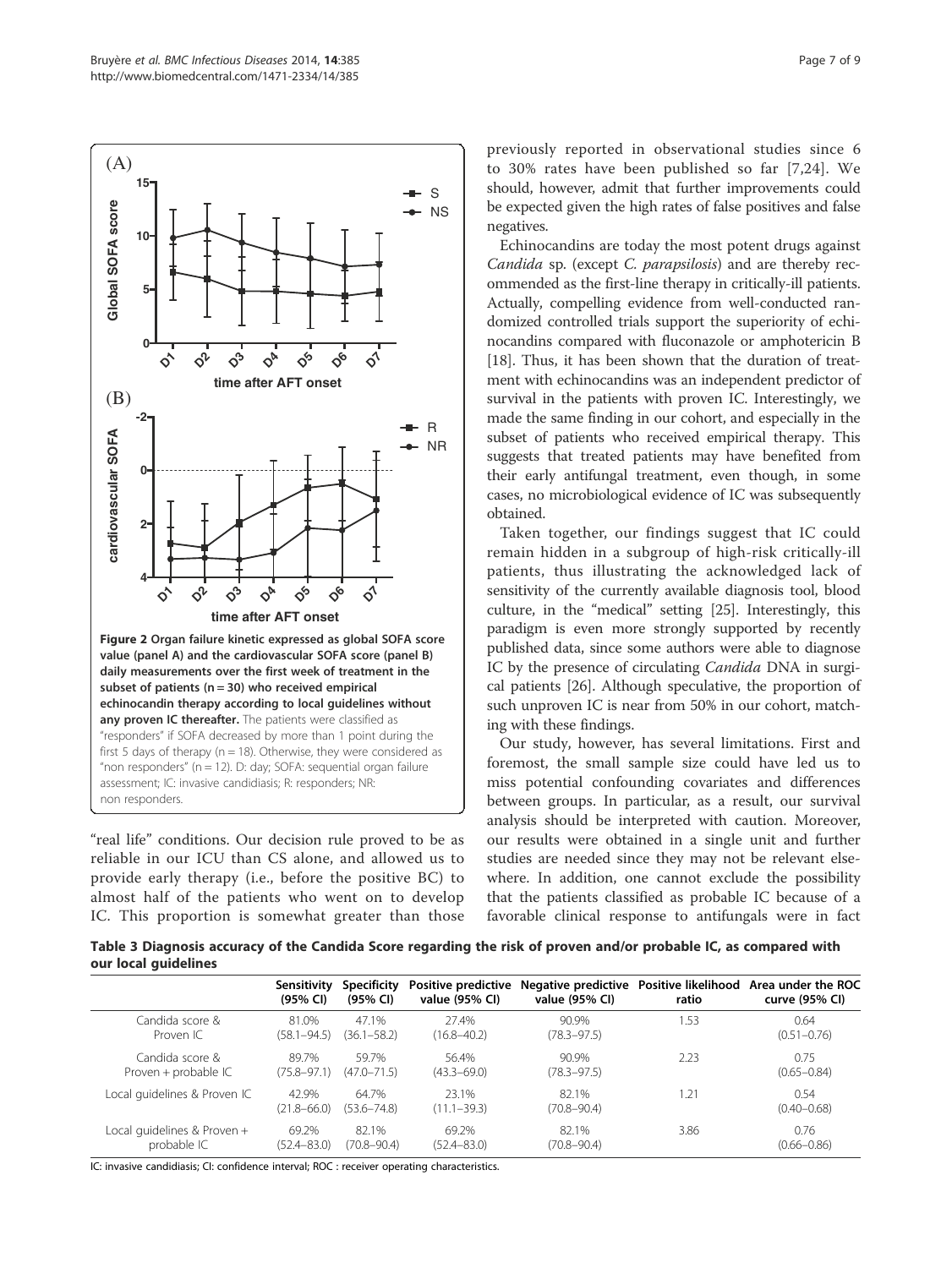**Figure 2 Organ failure kinetic expressed as global SOFA score value (panel A) and the cardiovascular SOFA score (panel B) daily measurements over the first week of treatment in the subset of patients (n = 30) who received empirical echinocandin therapy according to local guidelines without any proven IC thereafter.** The patients were classified as "responders" if SOFA decreased by more than 1 point during the first 5 days of therapy (n = 18). Otherwise, they were considered as "non responders" (n = 12). D: day; SOFA: sequential organ failure assessment; IC: invasive candidiasis; R: responders; NR: non responders.

"real life" conditions. Our decision rule proved to be as reliable in our ICU than CS alone, and allowed us to provide early therapy (i.e., before the positive BC) to almost half of the patients who went on to develop IC. This proportion is somewhat greater than those previously reported in observational studies since 6 to 30% rates have been published so far [7,24]. We should, however, admit that further improvements could be expected given the high rates of false positives and false negatives.

Echinocandins are today the most potent drugs against *Candida* sp. (except *C. parapsilosis*) and are thereby recommended as the first-line therapy in critically-ill patients. Actually, compelling evidence from well-conducted randomized controlled trials support the superiority of echinocandins compared with fluconazole or amphotericin B [18]. Thus, it has been shown that the duration of treatment with echinocandins was an independent predictor of survival in the patients with proven IC. Interestingly, we made the same finding in our cohort, and especially in the subset of patients who received empirical therapy. This suggests that treated patients may have benefited from their early antifungal treatment, even though, in some cases, no microbiological evidence of IC was subsequently obtained.

Taken together, our findings suggest that IC could remain hidden in a subgroup of high-risk critically-ill patients, thus illustrating the acknowledged lack of sensitivity of the currently available diagnosis tool, blood culture, in the "medical" setting [25]. Interestingly, this paradigm is even more strongly supported by recently published data, since some authors were able to diagnose IC by the presence of circulating *Candida* DNA in surgical patients [26]. Although speculative, the proportion of such unproven IC is near from 50% in our cohort, matching with these findings.

Our study, however, has several limitations. First and foremost, the small sample size could have led us to miss potential confounding covariates and differences between groups. In particular, as a result, our survival analysis should be interpreted with caution. Moreover, our results were obtained in a single unit and further studies are needed since they may not be relevant elsewhere. In addition, one cannot exclude the possibility that the patients classified as probable IC because of a favorable clinical response to antifungals were in fact

**Table 3 Diagnosis accuracy of the Candida Score regarding the risk of proven and/or probable IC, as compared with our local guidelines**

| | Sensitivity (95% CI) | Specificity (95% CI) | Positive predictive value (95% CI) | Negative predictive value (95% CI) | Positive likelihood ratio | Area under the ROC curve (95% CI) |
|---|---|---|---|---|---|---|
| Candida score & Proven IC | 81.0% (58.1–94.5) | 47.1% (36.1–58.2) | 27.4% (16.8–40.2) | 90.9% (78.3–97.5) | 1.53 | 0.64 (0.51–0.76) |
| Candida score & Proven + probable IC | 89.7% (75.8–97.1) | 59.7% (47.0–71.5) | 56.4% (43.3–69.0) | 90.9% (78.3–97.5) | 2.23 | 0.75 (0.65–0.84) |
| Local guidelines & Proven IC | 42.9% (21.8–66.0) | 64.7% (53.6–74.8) | 23.1% (11.1–39.3) | 82.1% (70.8–90.4) | 1.21 | 0.54 (0.40–0.68) |
| Local guidelines & Proven + probable IC | 69.2% (52.4–83.0) | 82.1% (70.8–90.4) | 69.2% (52.4–83.0) | 82.1% (70.8–90.4) | 3.86 | 0.76 (0.66–0.86) |

IC: invasive candidiasis; CI: confidence interval; ROC : receiver operating characteristics.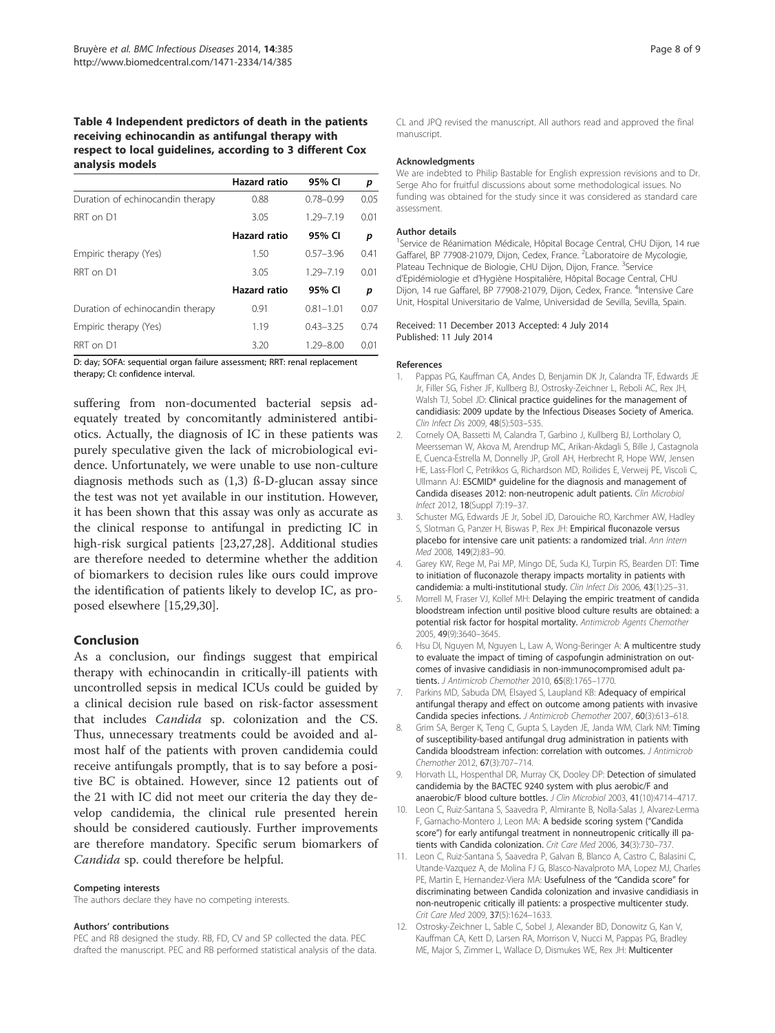**Table 4 Independent predictors of death in the patients receiving echinocandin as antifungal therapy with respect to local guidelines, according to 3 different Cox analysis models**

| | Hazard ratio | 95% CI | p |
|---|---|---|---|
| Duration of echinocandin therapy | 0.88 | 0.78–0.99 | 0.05 |
| RRT on D1 | 3.05 | 1.29–7.19 | 0.01 |
| | **Hazard ratio** | **95% CI** | **p** |
| Empiric therapy (Yes) | 1.50 | 0.57–3.96 | 0.41 |
| RRT on D1 | 3.05 | 1.29–7.19 | 0.01 |
| | **Hazard ratio** | **95% CI** | **p** |
| Duration of echinocandin therapy | 0.91 | 0.81–1.01 | 0.07 |
| Empiric therapy (Yes) | 1.19 | 0.43–3.25 | 0.74 |
| RRT on D1 | 3.20 | 1.29–8.00 | 0.01 |

D: day; SOFA: sequential organ failure assessment; RRT: renal replacement therapy; CI: confidence interval.

suffering from non-documented bacterial sepsis adequately treated by concomitantly administered antibiotics. Actually, the diagnosis of IC in these patients was purely speculative given the lack of microbiological evidence. Unfortunately, we were unable to use non-culture diagnosis methods such as (1,3) ß-D-glucan assay since the test was not yet available in our institution. However, it has been shown that this assay was only as accurate as the clinical response to antifungal in predicting IC in high-risk surgical patients [23,27,28]. Additional studies are therefore needed to determine whether the addition of biomarkers to decision rules like ours could improve the identification of patients likely to develop IC, as proposed elsewhere [15,29,30].

## Conclusion

As a conclusion, our findings suggest that empirical therapy with echinocandin in critically-ill patients with uncontrolled sepsis in medical ICUs could be guided by a clinical decision rule based on risk-factor assessment that includes *Candida* sp. colonization and the CS. Thus, unnecessary treatments could be avoided and almost half of the patients with proven candidemia could receive antifungals promptly, that is to say before a positive BC is obtained. However, since 12 patients out of the 21 with IC did not meet our criteria the day they develop candidemia, the clinical rule presented herein should be considered cautiously. Further improvements are therefore mandatory. Specific serum biomarkers of *Candida* sp. could therefore be helpful.

#### Competing interests

The authors declare they have no competing interests.

#### Authors' contributions

PEC and RB designed the study. RB, FD, CV and SP collected the data. PEC drafted the manuscript. PEC and RB performed statistical analysis of the data. CL and JPQ revised the manuscript. All authors read and approved the final manuscript.

#### Acknowledgments

We are indebted to Philip Bastable for English expression revisions and to Dr. Serge Aho for fruitful discussions about some methodological issues. No funding was obtained for the study since it was considered as standard care assessment.

#### Author details

[1]Service de Réanimation Médicale, Hôpital Bocage Central, CHU Dijon, 14 rue Gaffarel, BP 77908-21079, Dijon, Cedex, France. [2]Laboratoire de Mycologie, Plateau Technique de Biologie, CHU Dijon, Dijon, France. [3]Service d'Epidémiologie et d'Hygiène Hospitalière, Hôpital Bocage Central, CHU Dijon, 14 rue Gaffarel, BP 77908-21079, Dijon, Cedex, France. [4]Intensive Care Unit, Hospital Universitario de Valme, Universidad de Sevilla, Sevilla, Spain.

Received: 11 December 2013 Accepted: 4 July 2014
Published: 11 July 2014

#### References

1. Pappas PG, Kauffman CA, Andes D, Benjamin DK Jr, Calandra TF, Edwards JE Jr, Filler SG, Fisher JF, Kullberg BJ, Ostrosky-Zeichner L, Reboli AC, Rex JH, Walsh TJ, Sobel JD: **Clinical practice guidelines for the management of candidiasis: 2009 update by the Infectious Diseases Society of America.** *Clin Infect Dis* 2009, **48**(5):503–535.
2. Cornely OA, Bassetti M, Calandra T, Garbino J, Kullberg BJ, Lortholary O, Meersseman W, Akova M, Arendrup MC, Arikan-Akdagli S, Bille J, Castagnola E, Cuenca-Estrella M, Donnelly JP, Groll AH, Herbrecht R, Hope WW, Jensen HE, Lass-Florl C, Petrikkos G, Richardson MD, Roilides E, Verweij PE, Viscoli C, Ullmann AJ: **ESCMID* guideline for the diagnosis and management of Candida diseases 2012: non-neutropenic adult patients.** *Clin Microbiol Infect* 2012, **18**(Suppl 7):19–37.
3. Schuster MG, Edwards JE Jr, Sobel JD, Darouiche RO, Karchmer AW, Hadley S, Slotman G, Panzer H, Biswas P, Rex JH: **Empirical fluconazole versus placebo for intensive care unit patients: a randomized trial.** *Ann Intern Med* 2008, **149**(2):83–90.
4. Garey KW, Rege M, Pai MP, Mingo DE, Suda KJ, Turpin RS, Bearden DT: **Time to initiation of fluconazole therapy impacts mortality in patients with candidemia: a multi-institutional study.** *Clin Infect Dis* 2006, **43**(1):25–31.
5. Morrell M, Fraser VJ, Kollef MH: **Delaying the empiric treatment of candida bloodstream infection until positive blood culture results are obtained: a potential risk factor for hospital mortality.** *Antimicrob Agents Chemother* 2005, **49**(9):3640–3645.
6. Hsu DI, Nguyen M, Nguyen L, Law A, Wong-Beringer A: **A multicentre study to evaluate the impact of timing of caspofungin administration on outcomes of invasive candidiasis in non-immunocompromised adult patients.** *J Antimicrob Chemother* 2010, **65**(8):1765–1770.
7. Parkins MD, Sabuda DM, Elsayed S, Laupland KB: **Adequacy of empirical antifungal therapy and effect on outcome among patients with invasive Candida species infections.** *J Antimicrob Chemother* 2007, **60**(3):613–618.
8. Grim SA, Berger K, Teng C, Gupta S, Layden JE, Janda WM, Clark NM: **Timing of susceptibility-based antifungal drug administration in patients with Candida bloodstream infection: correlation with outcomes.** *J Antimicrob Chemother* 2012, **67**(3):707–714.
9. Horvath LL, Hospenthal DR, Murray CK, Dooley DP: **Detection of simulated candidemia by the BACTEC 9240 system with plus aerobic/F and anaerobic/F blood culture bottles.** *J Clin Microbiol* 2003, **41**(10):4714–4717.
10. Leon C, Ruiz-Santana S, Saavedra P, Almirante B, Nolla-Salas J, Alvarez-Lerma F, Garnacho-Montero J, Leon MA: **A bedside scoring system ("Candida score") for early antifungal treatment in nonneutropenic critically ill patients with Candida colonization.** *Crit Care Med* 2006, **34**(3):730–737.
11. Leon C, Ruiz-Santana S, Saavedra P, Galvan B, Blanco A, Castro C, Balasini C, Utande-Vazquez A, de Molina FJ G, Blasco-Navalproto MA, Lopez MJ, Charles PE, Martin E, Hernandez-Viera MA: **Usefulness of the "Candida score" for discriminating between Candida colonization and invasive candidiasis in non-neutropenic critically ill patients: a prospective multicenter study.** *Crit Care Med* 2009, **37**(5):1624–1633.
12. Ostrosky-Zeichner L, Sable C, Sobel J, Alexander BD, Donowitz G, Kan V, Kauffman CA, Kett D, Larsen RA, Morrison V, Nucci M, Pappas PG, Bradley ME, Major S, Zimmer L, Wallace D, Dismukes WE, Rex JH: **Multicenter**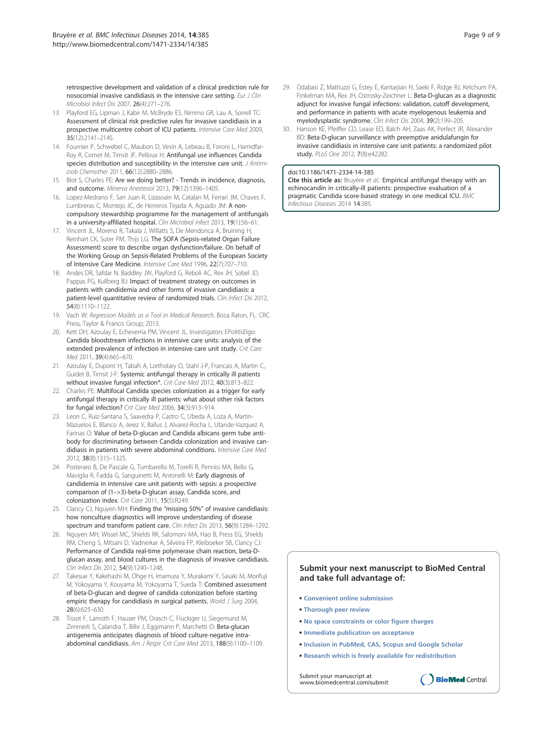retrospective development and validation of a clinical prediction rule for nosocomial invasive candidiasis in the intensive care setting. *Eur J Clin Microbiol Infect Dis* 2007, **26**(4):271–276.

13. Playford EG, Lipman J, Kabir M, McBryde ES, Nimmo GR, Lau A, Sorrell TC: **Assessment of clinical risk predictive rules for invasive candidiasis in a prospective multicentre cohort of ICU patients.** *Intensive Care Med* 2009, **35**(12):2141–2145.
14. Fournier P, Schwebel C, Maubon D, Vesin A, Lebeau B, Foroni L, Hamidfar-Roy R, Cornet M, Timsit JF, Pelloux H: **Antifungal use influences Candida species distribution and susceptibility in the intensive care unit.** *J Antimicrob Chemother* 2011, **66**(12):2880–2886.
15. Blot S, Charles PE: **Are we doing better? - Trends in incidence, diagnosis, and outcome.** *Minerva Anestesiol* 2013, **79**(12):1396–1405.
16. Lopez-Medrano F, San Juan R, Lizasoain M, Catalan M, Ferrari JM, Chaves F, Lumbreras C, Montejo JC, de Herreros Tejada A, Aguado JM: **A non-compulsory stewardship programme for the management of antifungals in a university-affiliated hospital.** *Clin Microbiol Infect* 2013, **19**(1):56–61.
17. Vincent JL, Moreno R, Takala J, Willatts S, De Mendonca A, Bruining H, Reinhart CK, Suter PM, Thijs LG: **The SOFA (Sepsis-related Organ Failure Assessment) score to describe organ dysfunction/failure. On behalf of the Working Group on Sepsis-Related Problems of the European Society of Intensive Care Medicine.** *Intensive Care Med* 1996, **22**(7):707–710.
18. Andes DR, Safdar N, Baddley JW, Playford G, Reboli AC, Rex JH, Sobel JD, Pappas PG, Kullberg BJ: **Impact of treatment strategy on outcomes in patients with candidemia and other forms of invasive candidiasis: a patient-level quantitative review of randomized trials.** *Clin Infect Dis* 2012, **54**(8):1110–1122.
19. Vach W: *Regression Models as a Tool in Medical Research.* Boca Raton, FL: CRC Press, Taylor & Francis Group; 2013.
20. Kett DH, Azoulay E, Echeverria PM, Vincent JL, Investigators EPolitIsElgo: **Candida bloodstream infections in intensive care units: analysis of the extended prevalence of infection in intensive care unit study.** *Crit Care Med* 2011, **39**(4):665–670.
21. Azoulay E, Dupont H, Tabah A, Lortholary O, Stahl J-P, Francais A, Martin C, Guidet B, Timsit J-F: **Systemic antifungal therapy in critically ill patients without invasive fungal infection*.** *Crit Care Med* 2012, **40**(3):813–822.
22. Charles PE: **Multifocal Candida species colonization as a trigger for early antifungal therapy in critically ill patients: what about other risk factors for fungal infection?** *Crit Care Med* 2006, **34**(3):913–914.
23. Leon C, Ruiz-Santana S, Saavedra P, Castro C, Ubeda A, Loza A, Martin-Mazuelos E, Blanco A, Jerez V, Ballus J, Alvarez-Rocha L, Utande-Vazquez A, Farinas O: **Value of beta-D-glucan and Candida albicans germ tube antibody for discriminating between Candida colonization and invasive candidiasis in patients with severe abdominal conditions.** *Intensive Care Med* 2012, **38**(8):1315–1325.
24. Posteraro B, De Pascale G, Tumbarello M, Torelli R, Pennisi MA, Bello G, Maviglia R, Fadda G, Sanguinetti M, Antonelli M: **Early diagnosis of candidemia in intensive care unit patients with sepsis: a prospective comparison of (1–>3)-beta-D-glucan assay, Candida score, and colonization index.** *Crit Care* 2011, **15**(5):R249.
25. Clancy CJ, Nguyen MH: **Finding the "missing 50%" of invasive candidiasis: how nonculture diagnostics will improve understanding of disease spectrum and transform patient care.** *Clin Infect Dis* 2013, **56**(9):1284–1292.
26. Nguyen MH, Wissel MC, Shields RK, Salomoni MA, Hao B, Press EG, Shields RM, Cheng S, Mitsani D, Vadnerkar A, Silveira FP, Kleiboeker SB, Clancy CJ: **Performance of Candida real-time polymerase chain reaction, beta-D-glucan assay, and blood cultures in the diagnosis of invasive candidiasis.** *Clin Infect Dis* 2012, **54**(9):1240–1248.
27. Takesue Y, Kakehashi M, Ohge H, Imamura Y, Murakami Y, Sasaki M, Morifuji M, Yokoyama Y, Kouyama M, Yokoyama T, Sueda T: **Combined assessment of beta-D-glucan and degree of candida colonization before starting empiric therapy for candidiasis in surgical patients.** *World J Surg* 2004, **28**(6):625–630.
28. Tissot F, Lamoth F, Hauser PM, Orasch C, Fluckiger U, Siegemund M, Zimmerli S, Calandra T, Bille J, Eggimann P, Marchetti O: **Beta-glucan antigenemia anticipates diagnosis of blood culture-negative intra-abdominal candidiasis.** *Am J Respir Crit Care Med* 2013, **188**(9):1100–1109.
29. Odabasi Z, Mattiuzzi G, Estey E, Kantarjian H, Saeki F, Ridge RJ, Ketchum PA, Finkelman MA, Rex JH, Ostrosky-Zeichner L: **Beta-D-glucan as a diagnostic adjunct for invasive fungal infections: validation, cutoff development, and performance in patients with acute myelogenous leukemia and myelodysplastic syndrome.** *Clin Infect Dis* 2004, **39**(2):199–205.
30. Hanson KE, Pfeiffer CD, Lease ED, Balch AH, Zaas AK, Perfect JR, Alexander BD: **Beta-D-glucan surveillance with preemptive anidulafungin for invasive candidiasis in intensive care unit patients: a randomized pilot study.** *PLoS One* 2012, **7**(8):e42282.

doi:10.1186/1471-2334-14-385

**Cite this article as:** Bruyère *et al.*: Empirical antifungal therapy with an echinocandin in critically-ill patients: prospective evaluation of a pragmatic Candida score-based strategy in one medical ICU. *BMC Infectious Diseases* 2014 14:385.

**Submit your next manuscript to BioMed Central and take full advantage of:**

- **Convenient online submission**
- **Thorough peer review**
- **No space constraints or color figure charges**
- **Immediate publication on acceptance**
- **Inclusion in PubMed, CAS, Scopus and Google Scholar**
- **Research which is freely available for redistribution**

Submit your manuscript at www.biomedcentral.com/submit

BioMed Central